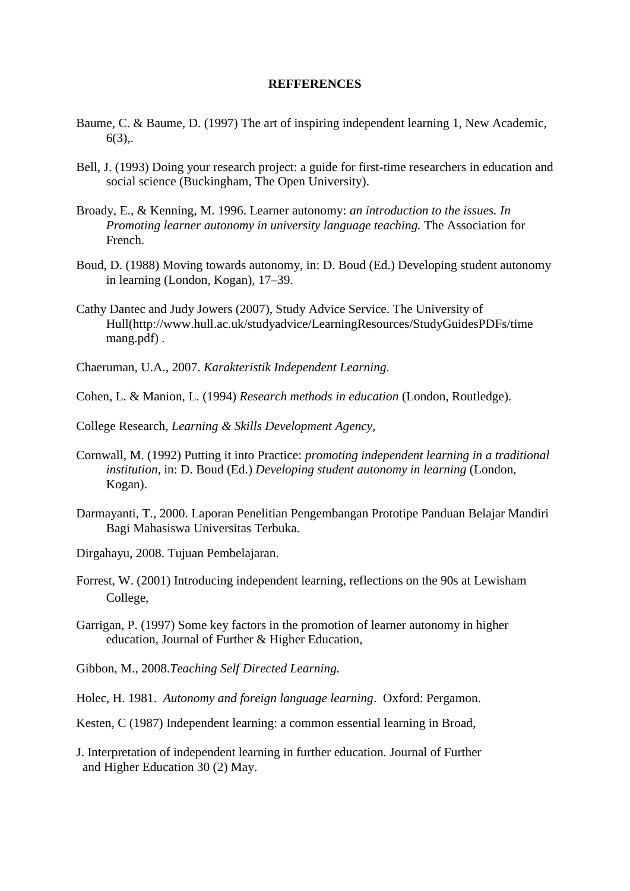**REFFERENCES**

Baume, C. & Baume, D. (1997) The art of inspiring independent learning 1, New Academic, 6(3),.

Bell, J. (1993) Doing your research project: a guide for first-time researchers in education and social science (Buckingham, The Open University).

Broady, E., & Kenning, M. 1996. Learner autonomy: *an introduction to the issues. In Promoting learner autonomy in university language teaching.* The Association for French.

Boud, D. (1988) Moving towards autonomy, in: D. Boud (Ed.) Developing student autonomy in learning (London, Kogan), 17–39.

Cathy Dantec and Judy Jowers (2007), Study Advice Service. The University of Hull(http://www.hull.ac.uk/studyadvice/LearningResources/StudyGuidesPDFs/timemang.pdf) .

Chaeruman, U.A., 2007. *Karakteristik Independent Learning.*

Cohen, L. & Manion, L. (1994) *Research methods in education* (London, Routledge).

College Research, *Learning & Skills Development Agency,*

Cornwall, M. (1992) Putting it into Practice: *promoting independent learning in a traditional institution*, in: D. Boud (Ed.) *Developing student autonomy in learning* (London, Kogan).

Darmayanti, T., 2000. Laporan Penelitian Pengembangan Prototipe Panduan Belajar Mandiri Bagi Mahasiswa Universitas Terbuka.

Dirgahayu, 2008. Tujuan Pembelajaran.

Forrest, W. (2001) Introducing independent learning, reflections on the 90s at Lewisham College,

Garrigan, P. (1997) Some key factors in the promotion of learner autonomy in higher education, Journal of Further & Higher Education,

Gibbon, M., 2008.*Teaching Self Directed Learning.*

Holec, H. 1981. *Autonomy and foreign language learning*. Oxford: Pergamon.

Kesten, C (1987) Independent learning: a common essential learning in Broad,

J. Interpretation of independent learning in further education. Journal of Further and Higher Education 30 (2) May.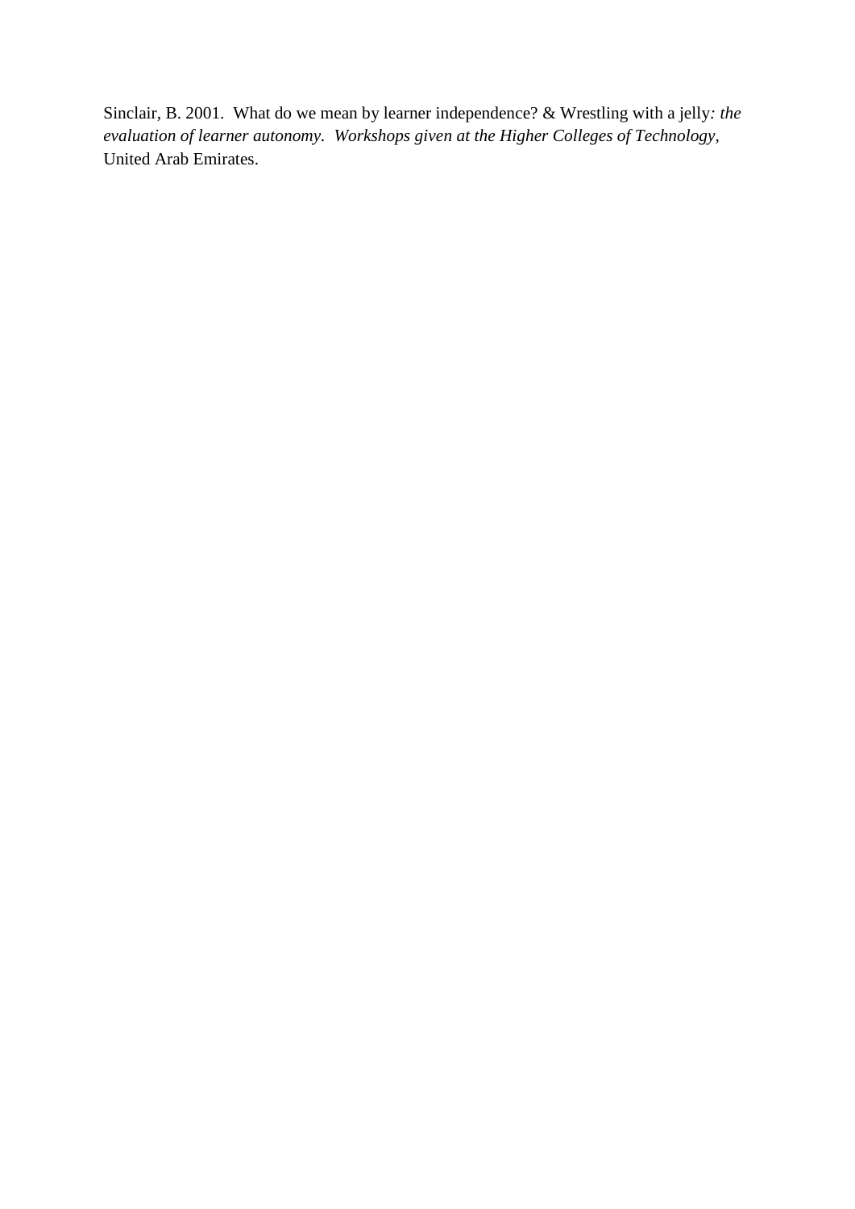Sinclair, B. 2001. What do we mean by learner independence? & Wrestling with a jelly*: the evaluation of learner autonomy. Workshops given at the Higher Colleges of Technology*, United Arab Emirates.